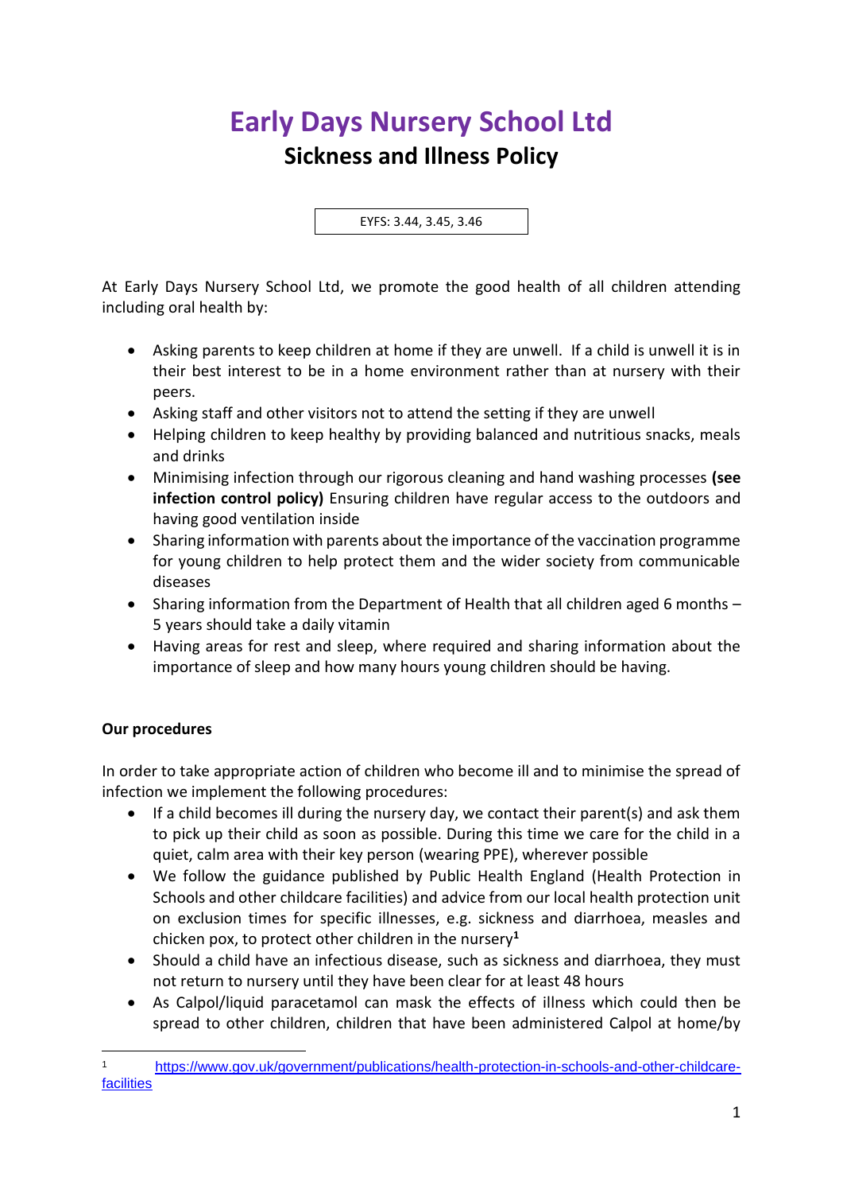# Early Days Nursery School Ltd

## Sickness and Illness Policy

EYFS: 3.44, 3.45, 3.46

At Early Days Nursery School Ltd, we promote the good health of all children attending including oral health by:

- Asking parents to keep children at home if they are unwell. If a child is unwell it is in their best interest to be in a home environment rather than at nursery with their peers.
- Asking staff and other visitors not to attend the setting if they are unwell
- Helping children to keep healthy by providing balanced and nutritious snacks, meals and drinks
- Minimising infection through our rigorous cleaning and hand washing processes **(see infection control policy)** Ensuring children have regular access to the outdoors and having good ventilation inside
- Sharing information with parents about the importance of the vaccination programme for young children to help protect them and the wider society from communicable diseases
- Sharing information from the Department of Health that all children aged 6 months – 5 years should take a daily vitamin
- Having areas for rest and sleep, where required and sharing information about the importance of sleep and how many hours young children should be having.

**Our procedures**

In order to take appropriate action of children who become ill and to minimise the spread of infection we implement the following procedures:

- If a child becomes ill during the nursery day, we contact their parent(s) and ask them to pick up their child as soon as possible. During this time we care for the child in a quiet, calm area with their key person (wearing PPE), wherever possible
- We follow the guidance published by Public Health England (Health Protection in Schools and other childcare facilities) and advice from our local health protection unit on exclusion times for specific illnesses, e.g. sickness and diarrhoea, measles and chicken pox, to protect other children in the nursery[1]
- Should a child have an infectious disease, such as sickness and diarrhoea, they must not return to nursery until they have been clear for at least 48 hours
- As Calpol/liquid paracetamol can mask the effects of illness which could then be spread to other children, children that have been administered Calpol at home/by

[1] https://www.gov.uk/government/publications/health-protection-in-schools-and-other-childcare-facilities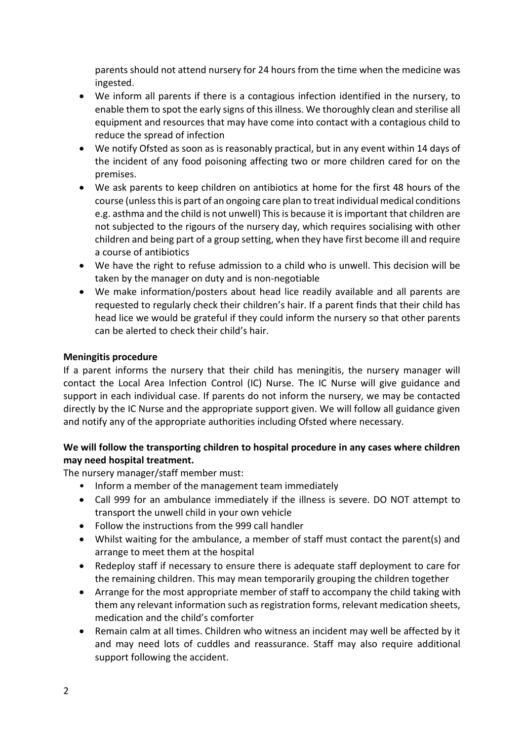parents should not attend nursery for 24 hours from the time when the medicine was ingested.

- We inform all parents if there is a contagious infection identified in the nursery, to enable them to spot the early signs of this illness. We thoroughly clean and sterilise all equipment and resources that may have come into contact with a contagious child to reduce the spread of infection
- We notify Ofsted as soon as is reasonably practical, but in any event within 14 days of the incident of any food poisoning affecting two or more children cared for on the premises.
- We ask parents to keep children on antibiotics at home for the first 48 hours of the course (unless this is part of an ongoing care plan to treat individual medical conditions e.g. asthma and the child is not unwell) This is because it is important that children are not subjected to the rigours of the nursery day, which requires socialising with other children and being part of a group setting, when they have first become ill and require a course of antibiotics
- We have the right to refuse admission to a child who is unwell. This decision will be taken by the manager on duty and is non-negotiable
- We make information/posters about head lice readily available and all parents are requested to regularly check their children's hair. If a parent finds that their child has head lice we would be grateful if they could inform the nursery so that other parents can be alerted to check their child's hair.

**Meningitis procedure**

If a parent informs the nursery that their child has meningitis, the nursery manager will contact the Local Area Infection Control (IC) Nurse. The IC Nurse will give guidance and support in each individual case. If parents do not inform the nursery, we may be contacted directly by the IC Nurse and the appropriate support given. We will follow all guidance given and notify any of the appropriate authorities including Ofsted where necessary.

**We will follow the transporting children to hospital procedure in any cases where children may need hospital treatment.**

The nursery manager/staff member must:

- Inform a member of the management team immediately
- Call 999 for an ambulance immediately if the illness is severe. DO NOT attempt to transport the unwell child in your own vehicle
- Follow the instructions from the 999 call handler
- Whilst waiting for the ambulance, a member of staff must contact the parent(s) and arrange to meet them at the hospital
- Redeploy staff if necessary to ensure there is adequate staff deployment to care for the remaining children. This may mean temporarily grouping the children together
- Arrange for the most appropriate member of staff to accompany the child taking with them any relevant information such as registration forms, relevant medication sheets, medication and the child's comforter
- Remain calm at all times. Children who witness an incident may well be affected by it and may need lots of cuddles and reassurance. Staff may also require additional support following the accident.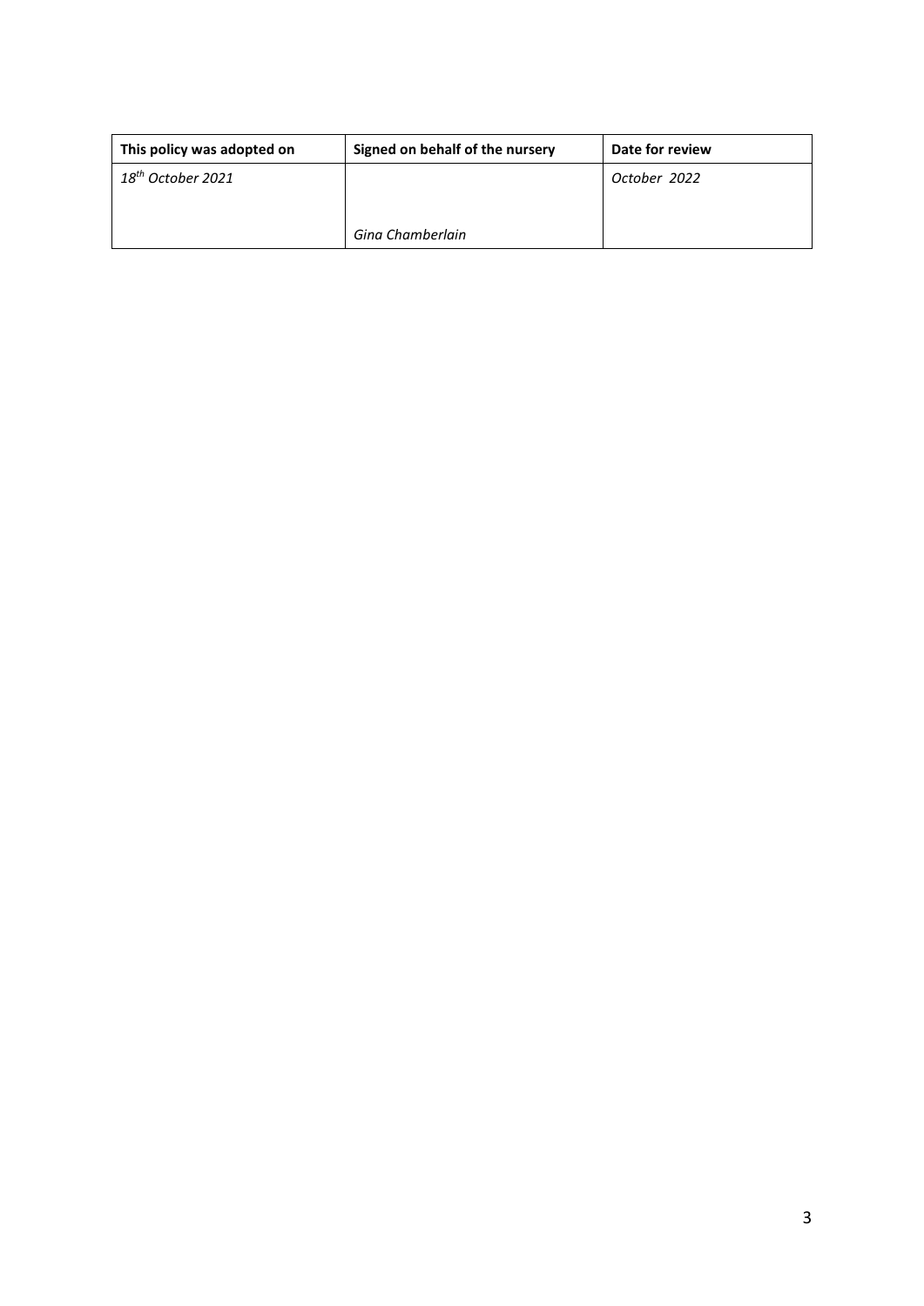| This policy was adopted on | Signed on behalf of the nursery | Date for review |
| --- | --- | --- |
| *18th October 2021* | *Gina Chamberlain* | *October 2022* |